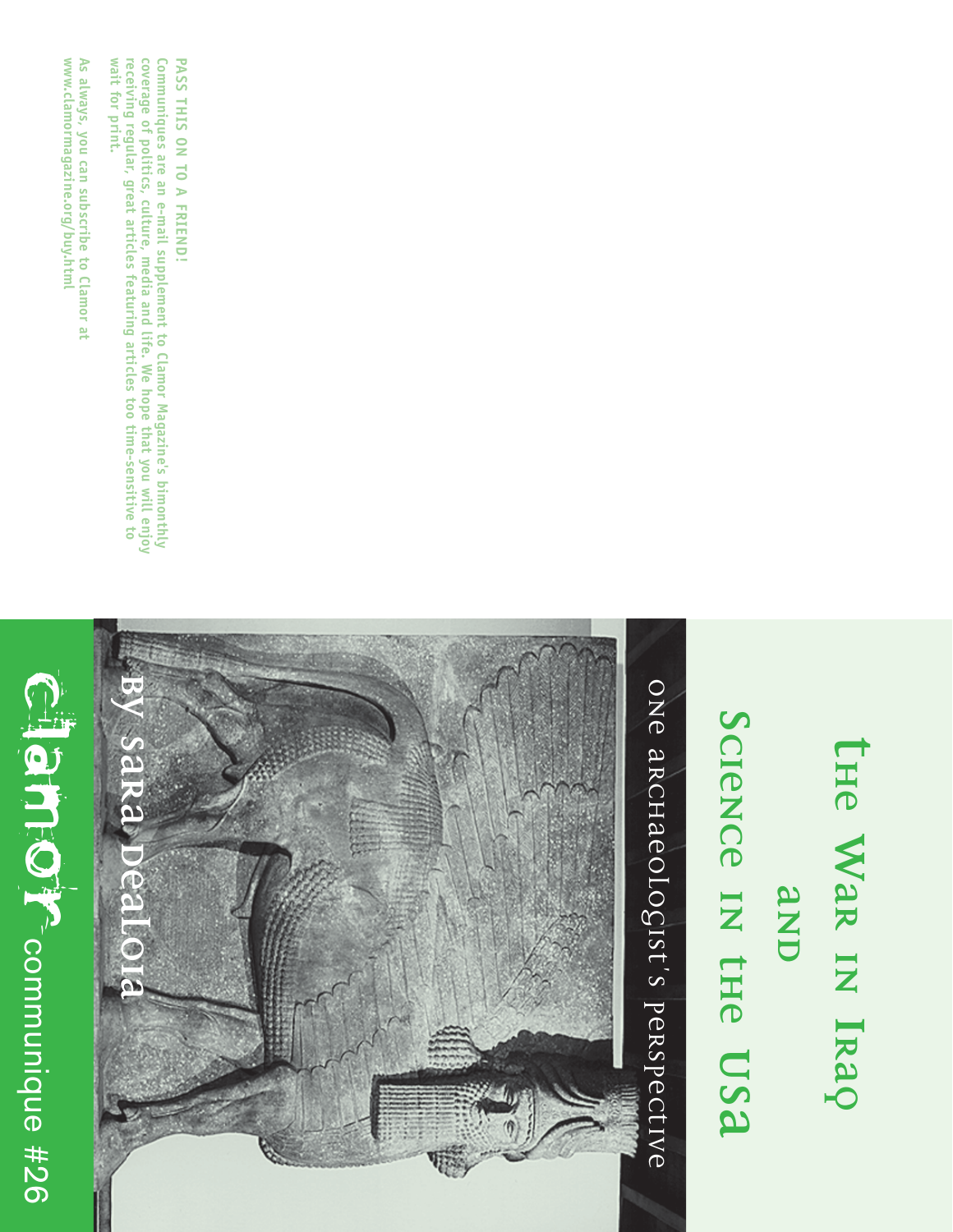# The War in Iraq and Science in the USA

## One archaeologist's perspective

**By Sara DeaLoia**

clamor communique #26

**PASS THIS ON TO A FRIEND!**

Communiques are an e-mail supplement to Clamor Magazine's bimonthly coverage of politics, culture, media and life. We hope that you will enjoy receiving regular, great articles featuring articles too time-sensitive to wait for print.

As always, you can subscribe to Clamor at www.clamormagazine.org/buy.html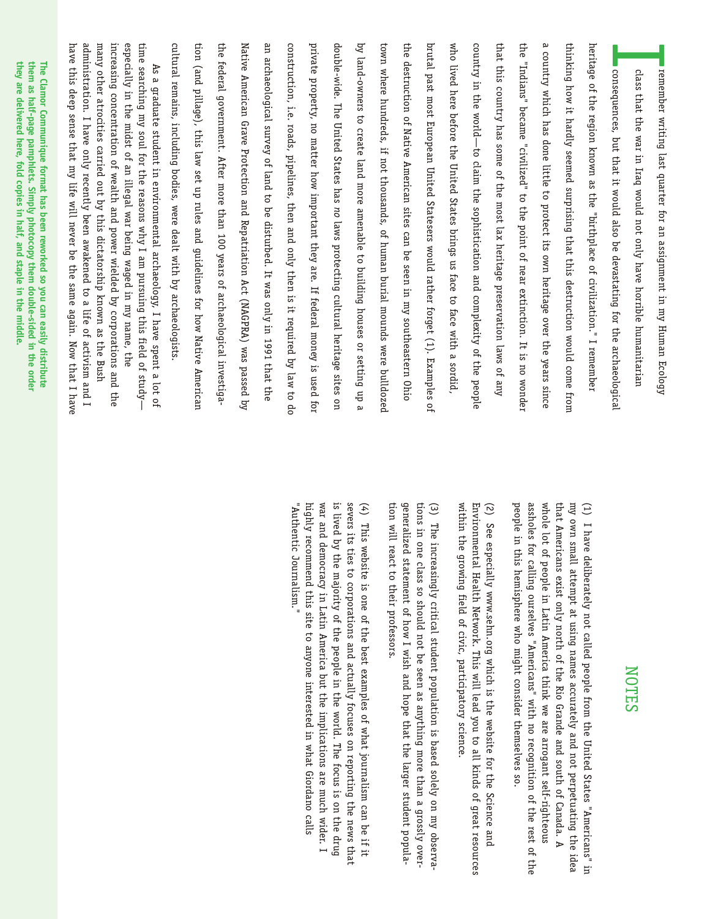I remember writing last quarter for an assignment in my Human Ecology class that the war in Iraq would not only have horrible humanitarian consequences, but that it would also be devastating for the archaeological heritage of the region known as the "birthplace of civilization." I remember thinking how it hardly seemed surprising that this destruction would come from a country which has done little to protect its own heritage over the years since the "Indians" became "civilized" to the point of near extinction. It is no wonder that this country has some of the most lax heritage preservation laws of any country in the world—to claim the sophistication and complexity of the people who lived here before the United States brings us face to face with a sordid, brutal past most European United Statesers would rather forget (1). Examples of the destruction of Native American sites can be seen in my southeastern Ohio town where hundreds, if not thousands, of human burial mounds were bulldozed by land-owners to create land more amenable to building houses or setting up a double-wide. The United States has *no* laws protecting cultural heritage sites on private property, no matter how important they are. If federal money is used for construction, i.e. roads, pipelines, then and only then is it required by law to do an archaeological survey of land to be disturbed. It was only in 1991 that the Native American Grave Protection and Repatriation Act (NAGPRA) was passed by the federal government. After more than 100 years of archaeological investigation (and pillage), this law set up rules and guidelines for how Native American cultural remains, including bodies, were dealt with by archaeologists.

As a graduate student in environmental archaeology, I have spent a lot of time searching my soul for the reasons why I am pursuing this field of study—especially in the midst of an illegal war being waged in my name, the increasing concentration of wealth and power wielded by corporations and the many other atrocities carried out by this dictatorship known as the Bush administration. I have only recently been awakened to a life of activism and I have this deep sense that my life will never be the same again. Now that I have

**The Clamor Communiqué format has been reworked so you can easily distribute them as half-page pamphlets. Simply photocopy them double-sided in the order they are delivered here, fold copies in half, and staple in the middle.**

## NOTES

(1) I have deliberately not called people from the United States "Americans" in my own small attempt at using names accurately and not perpetuating the idea that Americans exist only north of the Rio Grande and south of Canada. A whole lot of people in Latin America think we are arrogant self-righteous assholes for calling ourselves "Americans" with no recognition of the rest of the people in this hemisphere who might consider themselves so.

(2) See especially www.sehn.org which is the website for the Science and Environmental Health Network. This will lead you to all kinds of great resources within the growing field of civic, participatory science.

(3) The increasingly critical student population is based solely on my observations in one class so should not be seen as anything more than a grossly overgeneralized statement of how I wish and hope that the larger student population will react to their professors.

(4) This website is one of the best examples of what journalism can be if it severs its ties to corporations and actually focuses on reporting the news that is lived by the majority of the people in the world. The focus is on the drug war and democracy in Latin America but the implications are much wider. I highly recommend this site to anyone interested in what Giordano calls "Authentic Journalism."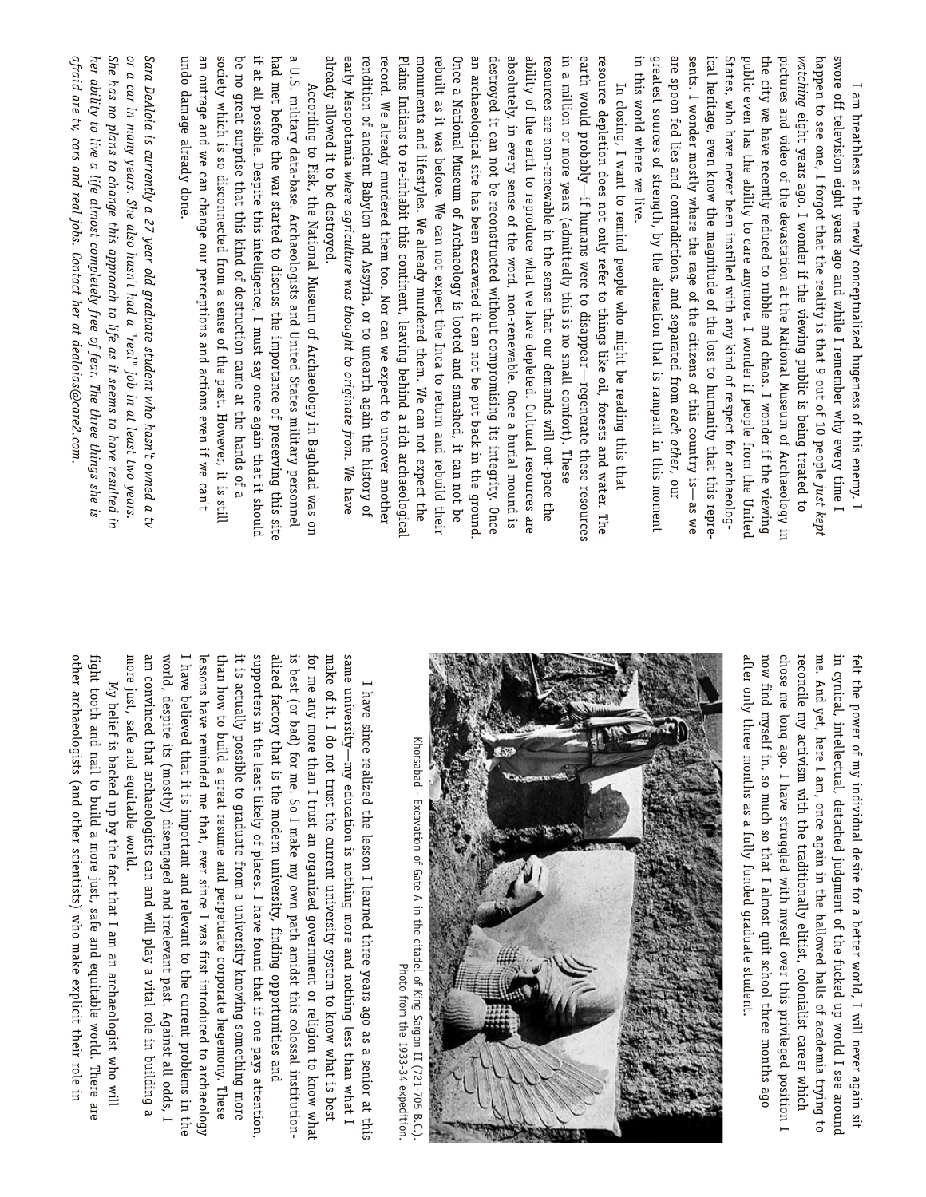felt the power of my individual desire for a better world, I will never again sit in cynical, intellectual, detached judgment of the fucked up world I see around me. And yet, here I am, once again in the hallowed halls of academia trying to reconcile my activism with the traditionally elitist, colonialist career which chose me long ago. I have struggled with myself over this privileged position I now find myself in, so much so that I almost quit school three months ago after only three months as a fully funded graduate student.

Khorsabad - Excavation of Gate A in the citadel of King Sargon II (721-705 B.C.). Photo from the 1933-34 expedition.

I have since realized the lesson I learned three years ago as a senior at this same university—my education is nothing more and nothing less than what I make of it. I do not trust the current university system to know what is best for me any more than I trust an organized government or religion to know what is best (or bad) for me. So I make my own path amidst this colossal institutionalized factory that is the modern university, finding opportunities and supporters in the least likely of places. I have found that if one pays attention, it is actually possible to graduate from a university knowing something more than how to build a great resume and perpetuate corporate hegemony. These lessons have reminded me that, ever since I was first introduced to archaeology I have believed that it is important and relevant to the current problems in the world, despite its (mostly) disengaged and irrelevant past. Against all odds, I am convinced that archaeologists can and will play a vital role in building a more just, safe and equitable world.

My belief is backed up by the fact that I am an archaeologist who will fight tooth and nail to build a more just, safe and equitable world. There are other archaeologists (and other scientists) who make explicit their role in

I am breathless at the newly conceptualized hugeness of this enemy. I swore off television eight years ago and while I remember why every time I happen to see one, I forgot that the reality is that 9 out of 10 people *just kept watching* eight years ago. I wonder if the viewing public is being treated to pictures and video of the devastation at the National Museum of Archaeology in the city we have recently reduced to rubble and chaos. I wonder if the viewing public even has the ability to care anymore. I wonder if people from the United States, who have never been instilled with any kind of respect for archaeological heritage, even know the magnitude of the loss to humanity that this represents. I wonder mostly where the rage of the citizens of this country is—as we are spoon fed lies and contradictions, and separated from *each other*, our greatest sources of strength, by the alienation that is rampant in this moment in this world where we live.

In closing, I want to remind people who might be reading this that resource depletion does not only refer to things like oil, forests and water. The earth would probably—if humans were to disappear—regenerate these resources in a million or more years (admittedly this is no small comfort). These resources are non-renewable in the sense that our demands will out-pace the ability of the earth to reproduce what we have depleted. Cultural resources are absolutely, in every sense of the word, non-renewable. Once a burial mound is destroyed it can not be reconstructed without compromising its integrity. Once an archaeological site has been excavated it can not be put back in the ground. Once a National Museum of Archaeology is looted and smashed, it can not be rebuilt as it was before. We can not expect the Inca to return and rebuild their monuments and lifestyles. We already murdered them. We can not expect the Plains Indians to re-inhabit this continent, leaving behind a rich archaeological record. We already murdered them too. Nor can we expect to uncover another rendition of ancient Babylon and Assyria, or to unearth again the history of early Mesopotamia *where agriculture was thought to originate from*. We have already allowed it to be destroyed.

According to Fisk, the National Museum of Archaeology in Baghdad was on a U.S. military data-base. Archaeologists and United States military personnel had met before the war started to discuss the importance of preserving this site if at all possible. Despite this intelligence, I must say once again that it should be no great surprise that this kind of destruction came at the hands of a society which is so disconnected from a sense of the past. However, it is still an outrage and we can change our perceptions and actions even if we can't undo damage already done.

*Sara DeAloia is currently a 27 year old graduate student who hasn't owned a tv or a car in many years. She also hasn't had a "real" job in at least two years. She has no plans to change this approach to life as it seems to have resulted in her ability to live a life almost completely free of fear. The three things she is afraid are tv, cars and real jobs. Contact her at dealoias@care2.com.*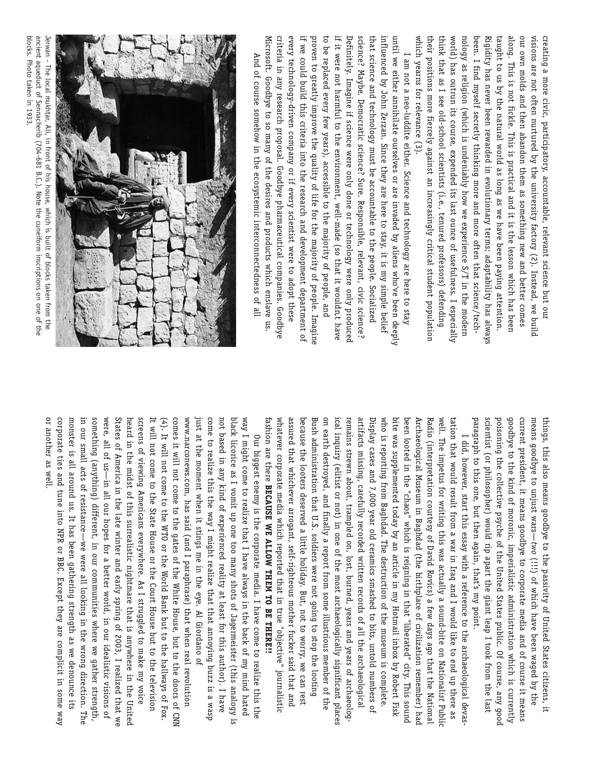creating a more civic, participatory, accountable, relevant science but our visions are not often nurtured by the university factory (2). Instead, we build our own molds and then abandon them as something new and better comes along. This is not fickle. This is practical and it is the lesson which has been taught to us by the natural world as long as we have been paying attention. Rigidity has never been rewarded in evolutionary terms; adaptability has always been. I find myself secretly thinking more and more often that science/technology as religion (which is undeniably how we experience S/T in the modern world) has outrun its course, expended its last ounce of usefulness. I especially think that as I see old-school scientists (i.e., tenured professors) defending their positions more fiercely against an increasingly critical student population which yearns for relevance (3).

I am not a neo-luddite either. Science and technology are here to stay until we either annihilate ourselves or are invaded by aliens who've been deeply influenced by John Zerzan. Since they are here to stay, it is my simple belief that science and technology must be accountable to the people. Socialized science? Maybe. Democratic science? Sure. Responsible, relevant, civic science? Definitely. Imagine if science were only done or technology were only produced if it were not harmful to the environment, well-made (so that it wouldn't have to be replaced every few years), accessible to the majority of people, and proven to greatly improve the quality of life for the majority of people. Imagine if we could build this criteria into the research and development department of every technology-driven company or if every scientist were to adopt these criteria in any research proposal. Goodbye to so many of the desires and products which enslave us. Goodbye Microsoft. Goodbye pharmaceutical companies. Goodbye

And of course somehow in the ecosystemic interconnectedness of all

Jerwan - The local mukhtar, Ali, in front of his house, which is built of blocks taken from the ancient aqueduct of Sennacherib (704-681 B.C.). Note the cuneiform inscriptions on one of the blocks. Photo taken in 1933.

things, this also means goodbye to the passivity of United States citizens, it means goodbye to unjust wars—*two* (!!!) of which have been waged by the current president, it means goodbye to corporate media and of course it means goodbye to the kind of moronic, imperialistic administration which is currently poisoning the collective psyche of the United States public. Of course, any good scientist (or philosopher) would rip apart the giant leap I took from the last paragraph to this one, but then again, that's my point.

I did, however, start this essay with a reference to the archaeological devastation that would result from a war in Iraq and I would like to end up there as well. The impetus for writing this was actually a sound-bite on National*ist* Public Radio (interpretation courtesy of David Rovics) a few days ago that the National Archaeological Museum in Baghdad (the birthplace of civilization remember) had been looted in the "chaos" which is reigning in that "liberated" city. This sound bite was supplemented today by an article in my Hotmail inbox by Robert Fisk who is reporting from Baghdad. The destruction of the museum is complete. Display cases and 7,000 year old ceramics smashed to bits, untold numbers of artifacts missing, carefully recorded written records of all the archaeological remains strewn about, trampled on, lost, burned, years and years of archaeological inquiry (elitist or not) in one of the most archaeologically significant places on earth destroyed, and finally a report from some illustrious member of the Bush administration that U.S. soldiers were not going to stop the looting because the looters deserved a little holiday. But, not to worry, we can rest assured that whichever arrogant, self-righteous mother fucker said that and whatever corporate media which reported that in true "objective" journalistic fashion are there **BECAUSE WE ALLOW THEM TO BE THERE!!**

Our biggest enemy is the corporate media. I have come to realize this the way I might come to realize that I have always in the back of my mind hated black licorice as I vomit up one too many shots of Jagermeister (this analogy is not based in any kind of experienced reality at least for this author). I have come to realize this the way I might realize that that annoying buzz is a wasp just at the moment when it stings me in the eye. Al Giordano of www.narconews.com, has said (and I paraphrase) that when real revolution comes it will not come to the gates of the White House, but to the doors of CNN (4). It will not come to the WTO or the World Bank but to the hallways of Fox. It will not come to the State House or the Court House but to the television screens of viewing Americans everywhere. As I struggled to make my voice heard in the midst of this surrealistic nightmare that is anywhere in the United States of America in the late winter and early spring of 2003, I realized that we were, all of us—in all our hopes for a better world, in our idealistic visions of something (anything) different, in our communities where we gather strength, in our small acts of resistance—we were all looking in the wrong direction. The monster is all around us. It has been gathering strength as we denounce its corporate ties and tune into NPR or BBC. Except they are complicit in some way or another as well.